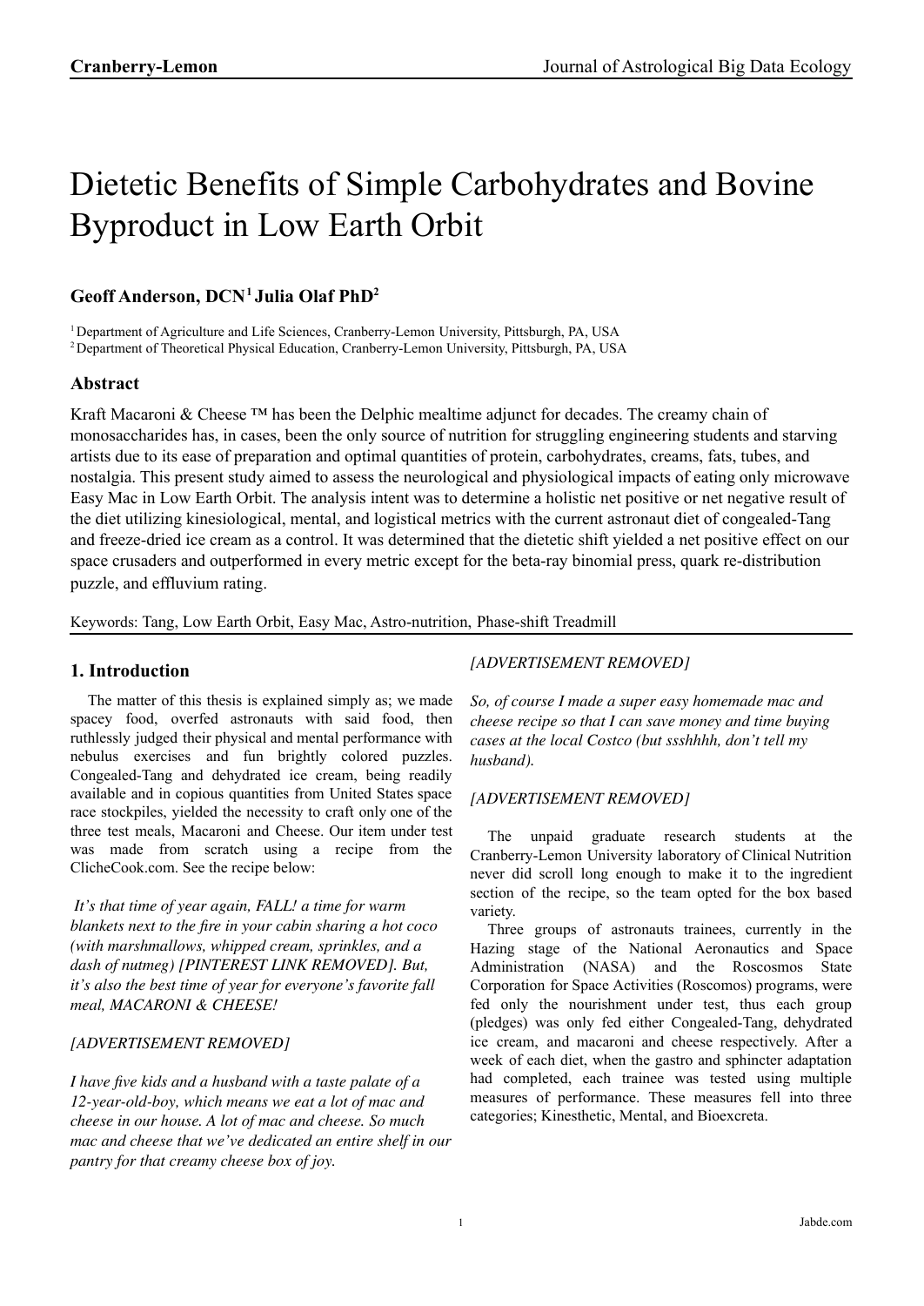# Dietetic Benefits of Simple Carbohydrates and Bovine Byproduct in Low Earth Orbit

### Geoff Anderson, DCN[1] Julia Olaf PhD[2]

[1] Department of Agriculture and Life Sciences, Cranberry-Lemon University, Pittsburgh, PA, USA
[2] Department of Theoretical Physical Education, Cranberry-Lemon University, Pittsburgh, PA, USA

### Abstract

Kraft Macaroni & Cheese ™ has been the Delphic mealtime adjunct for decades. The creamy chain of monosaccharides has, in cases, been the only source of nutrition for struggling engineering students and starving artists due to its ease of preparation and optimal quantities of protein, carbohydrates, creams, fats, tubes, and nostalgia. This present study aimed to assess the neurological and physiological impacts of eating only microwave Easy Mac in Low Earth Orbit. The analysis intent was to determine a holistic net positive or net negative result of the diet utilizing kinesiological, mental, and logistical metrics with the current astronaut diet of congealed-Tang and freeze-dried ice cream as a control. It was determined that the dietetic shift yielded a net positive effect on our space crusaders and outperformed in every metric except for the beta-ray binomial press, quark re-distribution puzzle, and effluvium rating.

Keywords: Tang, Low Earth Orbit, Easy Mac, Astro-nutrition, Phase-shift Treadmill

### 1. Introduction

The matter of this thesis is explained simply as; we made spacey food, overfed astronauts with said food, then ruthlessly judged their physical and mental performance with nebulus exercises and fun brightly colored puzzles. Congealed-Tang and dehydrated ice cream, being readily available and in copious quantities from United States space race stockpiles, yielded the necessity to craft only one of the three test meals, Macaroni and Cheese. Our item under test was made from scratch using a recipe from the ClicheCook.com. See the recipe below:

*It's that time of year again, FALL! a time for warm blankets next to the fire in your cabin sharing a hot coco (with marshmallows, whipped cream, sprinkles, and a dash of nutmeg) [PINTEREST LINK REMOVED]. But, it's also the best time of year for everyone's favorite fall meal, MACARONI & CHEESE!*

*[ADVERTISEMENT REMOVED]*

*I have five kids and a husband with a taste palate of a 12-year-old-boy, which means we eat a lot of mac and cheese in our house. A lot of mac and cheese. So much mac and cheese that we've dedicated an entire shelf in our pantry for that creamy cheese box of joy.*

*[ADVERTISEMENT REMOVED]*

*So, of course I made a super easy homemade mac and cheese recipe so that I can save money and time buying cases at the local Costco (but ssshhhh, don't tell my husband).*

*[ADVERTISEMENT REMOVED]*

The unpaid graduate research students at the Cranberry-Lemon University laboratory of Clinical Nutrition never did scroll long enough to make it to the ingredient section of the recipe, so the team opted for the box based variety.

Three groups of astronauts trainees, currently in the Hazing stage of the National Aeronautics and Space Administration (NASA) and the Roscosmos State Corporation for Space Activities (Roscomos) programs, were fed only the nourishment under test, thus each group (pledges) was only fed either Congealed-Tang, dehydrated ice cream, and macaroni and cheese respectively. After a week of each diet, when the gastro and sphincter adaptation had completed, each trainee was tested using multiple measures of performance. These measures fell into three categories; Kinesthetic, Mental, and Bioexcreta.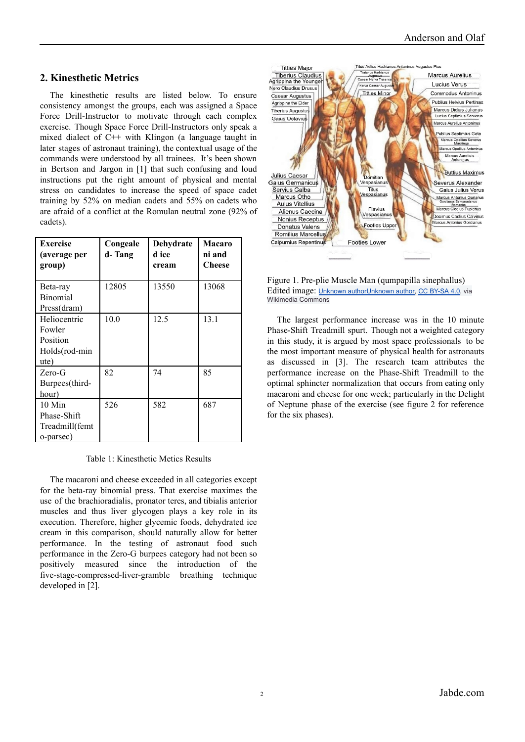## 2. Kinesthetic Metrics

The kinesthetic results are listed below. To ensure consistency amongst the groups, each was assigned a Space Force Drill-Instructor to motivate through each complex exercise. Though Space Force Drill-Instructors only speak a mixed dialect of C++ with Klingon (a language taught in later stages of astronaut training), the contextual usage of the commands were understood by all trainees. It's been shown in Bertson and Jargon in [1] that such confusing and loud instructions put the right amount of physical and mental stress on candidates to increase the speed of space cadet training by 52% on median cadets and 55% on cadets who are afraid of a conflict at the Romulan neutral zone (92% of cadets).

| **Exercise (average per group)** | **Congealed- Tang** | **Dehydrated ice cream** | **Macaroni and Cheese** |
|---|---|---|---|
| Beta-ray Binomial Press(dram) | 12805 | 13550 | 13068 |
| Heliocentric Fowler Position Holds(rod-minute) | 10.0 | 12.5 | 13.1 |
| Zero-G Burpees(third-hour) | 82 | 74 | 85 |
| 10 Min Phase-Shift Treadmill(femto-parsec) | 526 | 582 | 687 |

Table 1: Kinesthetic Metics Results

The macaroni and cheese exceeded in all categories except for the beta-ray binomial press. That exercise maximes the use of the brachioradialis, pronator teres, and tibialis anterior muscles and thus liver glycogen plays a key role in its execution. Therefore, higher glycemic foods, dehydrated ice cream in this comparison, should naturally allow for better performance. In the testing of astronaut food such performance in the Zero-G burpees category had not been so positively measured since the introduction of the five-stage-compressed-liver-gramble breathing technique developed in [2].

Figure 1. Pre-plie Muscle Man (qumpapilla sinephallus)
Edited image: Unknown authorUnknown author, CC BY-SA 4.0, via Wikimedia Commons

The largest performance increase was in the 10 minute Phase-Shift Treadmill spurt. Though not a weighted category in this study, it is argued by most space professionals to be the most important measure of physical health for astronauts as discussed in [3]. The research team attributes the performance increase on the Phase-Shift Treadmill to the optimal sphincter normalization that occurs from eating only macaroni and cheese for one week; particularly in the Delight of Neptune phase of the exercise (see figure 2 for reference for the six phases).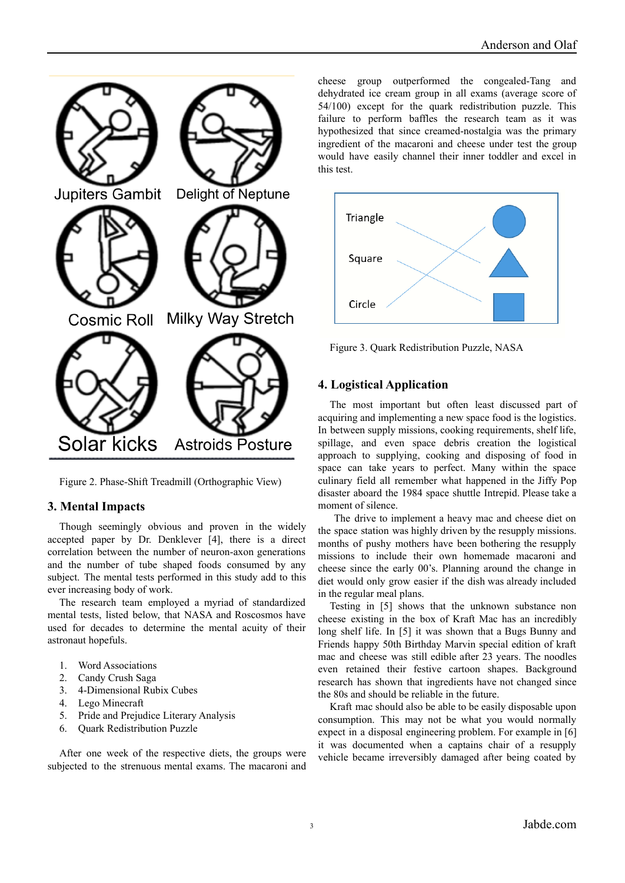Jupiters Gambit Delight of Neptune

Cosmic Roll Milky Way Stretch

Solar kicks Astroids Posture

Figure 2. Phase-Shift Treadmill (Orthographic View)

## 3. Mental Impacts

Though seemingly obvious and proven in the widely accepted paper by Dr. Denklever [4], there is a direct correlation between the number of neuron-axon generations and the number of tube shaped foods consumed by any subject. The mental tests performed in this study add to this ever increasing body of work.

The research team employed a myriad of standardized mental tests, listed below, that NASA and Roscosmos have used for decades to determine the mental acuity of their astronaut hopefuls.

1. Word Associations
2. Candy Crush Saga
3. 4-Dimensional Rubix Cubes
4. Lego Minecraft
5. Pride and Prejudice Literary Analysis
6. Quark Redistribution Puzzle

After one week of the respective diets, the groups were subjected to the strenuous mental exams. The macaroni and cheese group outperformed the congealed-Tang and dehydrated ice cream group in all exams (average score of 54/100) except for the quark redistribution puzzle. This failure to perform baffles the research team as it was hypothesized that since creamed-nostalgia was the primary ingredient of the macaroni and cheese under test the group would have easily channel their inner toddler and excel in this test.

Triangle
Square
Circle

Figure 3. Quark Redistribution Puzzle, NASA

## 4. Logistical Application

The most important but often least discussed part of acquiring and implementing a new space food is the logistics. In between supply missions, cooking requirements, shelf life, spillage, and even space debris creation the logistical approach to supplying, cooking and disposing of food in space can take years to perfect. Many within the space culinary field all remember what happened in the Jiffy Pop disaster aboard the 1984 space shuttle Intrepid. Please take a moment of silence.

The drive to implement a heavy mac and cheese diet on the space station was highly driven by the resupply missions. months of pushy mothers have been bothering the resupply missions to include their own homemade macaroni and cheese since the early 00's. Planning around the change in diet would only grow easier if the dish was already included in the regular meal plans.

Testing in [5] shows that the unknown substance non cheese existing in the box of Kraft Mac has an incredibly long shelf life. In [5] it was shown that a Bugs Bunny and Friends happy 50th Birthday Marvin special edition of kraft mac and cheese was still edible after 23 years. The noodles even retained their festive cartoon shapes. Background research has shown that ingredients have not changed since the 80s and should be reliable in the future.

Kraft mac should also be able to be easily disposable upon consumption. This may not be what you would normally expect in a disposal engineering problem. For example in [6] it was documented when a captains chair of a resupply vehicle became irreversibly damaged after being coated by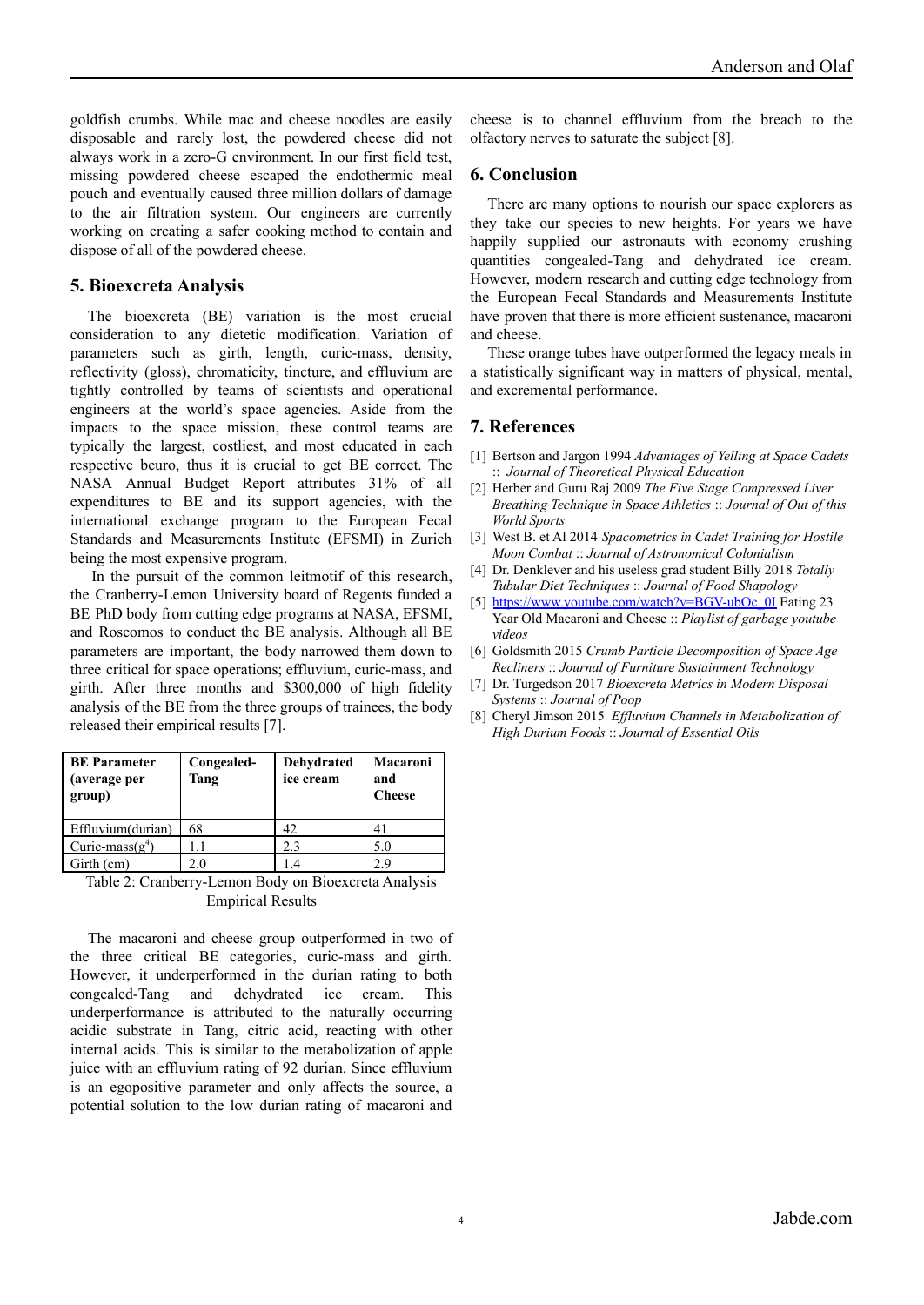goldfish crumbs. While mac and cheese noodles are easily disposable and rarely lost, the powdered cheese did not always work in a zero-G environment. In our first field test, missing powdered cheese escaped the endothermic meal pouch and eventually caused three million dollars of damage to the air filtration system. Our engineers are currently working on creating a safer cooking method to contain and dispose of all of the powdered cheese.

## 5. Bioexcreta Analysis

The bioexcreta (BE) variation is the most crucial consideration to any dietetic modification. Variation of parameters such as girth, length, curic-mass, density, reflectivity (gloss), chromaticity, tincture, and effluvium are tightly controlled by teams of scientists and operational engineers at the world's space agencies. Aside from the impacts to the space mission, these control teams are typically the largest, costliest, and most educated in each respective beuro, thus it is crucial to get BE correct. The NASA Annual Budget Report attributes 31% of all expenditures to BE and its support agencies, with the international exchange program to the European Fecal Standards and Measurements Institute (EFSMI) in Zurich being the most expensive program.

In the pursuit of the common leitmotif of this research, the Cranberry-Lemon University board of Regents funded a BE PhD body from cutting edge programs at NASA, EFSMI, and Roscomos to conduct the BE analysis. Although all BE parameters are important, the body narrowed them down to three critical for space operations; effluvium, curic-mass, and girth. After three months and $300,000 of high fidelity analysis of the BE from the three groups of trainees, the body released their empirical results [7].

| BE Parameter (average per group) | Congealed-Tang | Dehydrated ice cream | Macaroni and Cheese |
|---|---|---|---|
| Effluvium(durian) | 68 | 42 | 41 |
| Curic-mass($g^4$) | 1.1 | 2.3 | 5.0 |
| Girth (cm) | 2.0 | 1.4 | 2.9 |

Table 2: Cranberry-Lemon Body on Bioexcreta Analysis Empirical Results

The macaroni and cheese group outperformed in two of the three critical BE categories, curic-mass and girth. However, it underperformed in the durian rating to both congealed-Tang and dehydrated ice cream. This underperformance is attributed to the naturally occurring acidic substrate in Tang, citric acid, reacting with other internal acids. This is similar to the metabolization of apple juice with an effluvium rating of 92 durian. Since effluvium is an egopositive parameter and only affects the source, a potential solution to the low durian rating of macaroni and cheese is to channel effluvium from the breach to the olfactory nerves to saturate the subject [8].

## 6. Conclusion

There are many options to nourish our space explorers as they take our species to new heights. For years we have happily supplied our astronauts with economy crushing quantities congealed-Tang and dehydrated ice cream. However, modern research and cutting edge technology from the European Fecal Standards and Measurements Institute have proven that there is more efficient sustenance, macaroni and cheese.

These orange tubes have outperformed the legacy meals in a statistically significant way in matters of physical, mental, and excremental performance.

## 7. References

[1] Bertson and Jargon 1994 *Advantages of Yelling at Space Cadets* :: *Journal of Theoretical Physical Education*

[2] Herber and Guru Raj 2009 *The Five Stage Compressed Liver Breathing Technique in Space Athletics* :: *Journal of Out of this World Sports*

[3] West B. et Al 2014 *Spacometrics in Cadet Training for Hostile Moon Combat* :: *Journal of Astronomical Colonialism*

[4] Dr. Denklever and his useless grad student Billy 2018 *Totally Tubular Diet Techniques* :: *Journal of Food Shapology*

[5] https://www.youtube.com/watch?v=BGV-ubOc_0I Eating 23 Year Old Macaroni and Cheese :: *Playlist of garbage youtube videos*

[6] Goldsmith 2015 *Crumb Particle Decomposition of Space Age Recliners* :: *Journal of Furniture Sustainment Technology*

[7] Dr. Turgedson 2017 *Bioexcreta Metrics in Modern Disposal Systems* :: *Journal of Poop*

[8] Cheryl Jimson 2015 *Effluvium Channels in Metabolization of High Durium Foods* :: *Journal of Essential Oils*